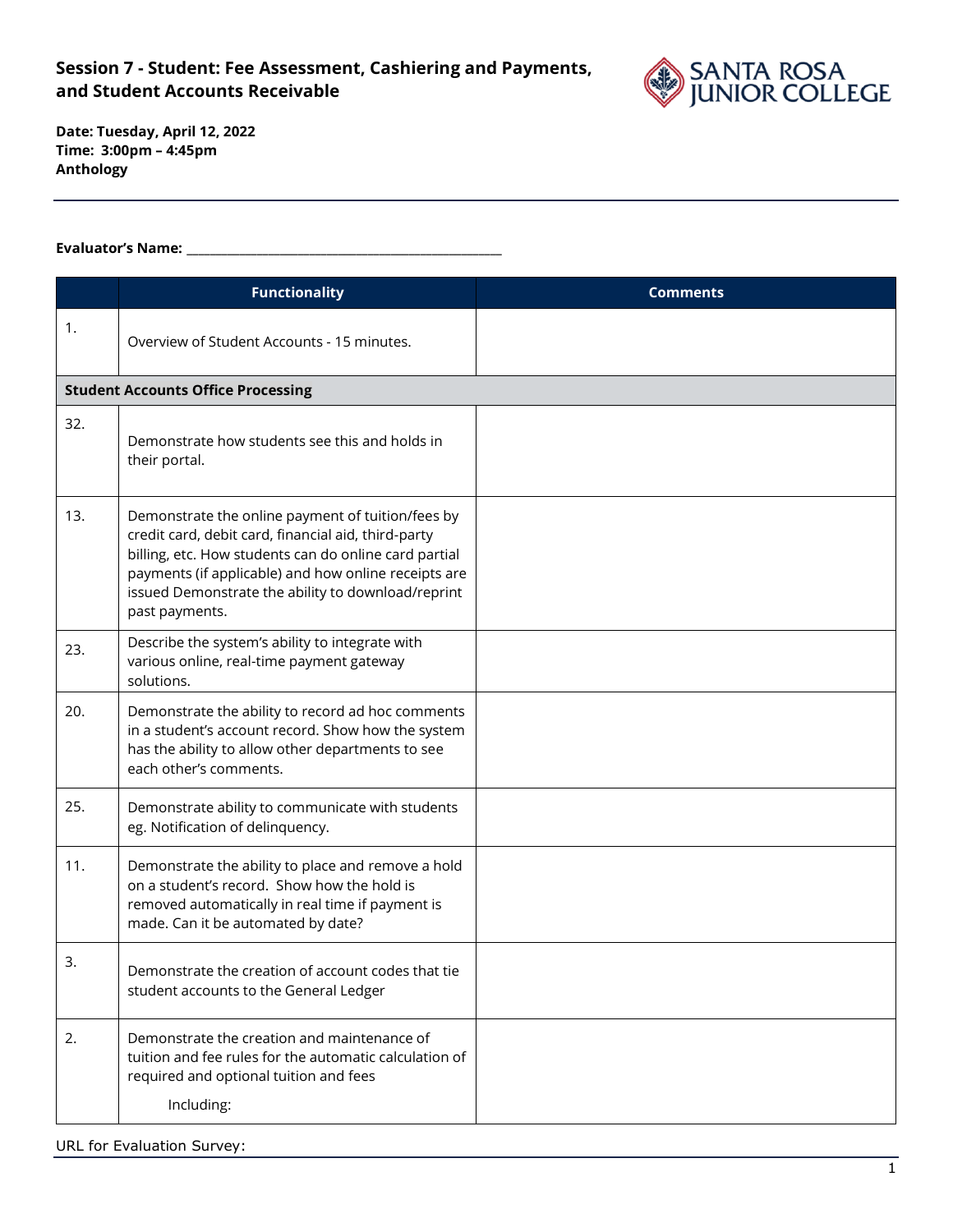# Session 7 - Student: Fee Assessment, Cashiering and Payments, and Student Accounts Receivable

**Date: Tuesday, April 12, 2022**
**Time: 3:00pm – 4:45pm**
**Anthology**

**Evaluator's Name:** ______________________________________________

| | Functionality | Comments |
|---|---|---|
| 1. | Overview of Student Accounts - 15 minutes. | |
| **Student Accounts Office Processing** | | |
| 32. | Demonstrate how students see this and holds in their portal. | |
| 13. | Demonstrate the online payment of tuition/fees by credit card, debit card, financial aid, third-party billing, etc. How students can do online card partial payments (if applicable) and how online receipts are issued Demonstrate the ability to download/reprint past payments. | |
| 23. | Describe the system's ability to integrate with various online, real-time payment gateway solutions. | |
| 20. | Demonstrate the ability to record ad hoc comments in a student's account record. Show how the system has the ability to allow other departments to see each other's comments. | |
| 25. | Demonstrate ability to communicate with students eg. Notification of delinquency. | |
| 11. | Demonstrate the ability to place and remove a hold on a student's record. Show how the hold is removed automatically in real time if payment is made. Can it be automated by date? | |
| 3. | Demonstrate the creation of account codes that tie student accounts to the General Ledger | |
| 2. | Demonstrate the creation and maintenance of tuition and fee rules for the automatic calculation of required and optional tuition and fees<br><br>Including: | |

URL for Evaluation Survey: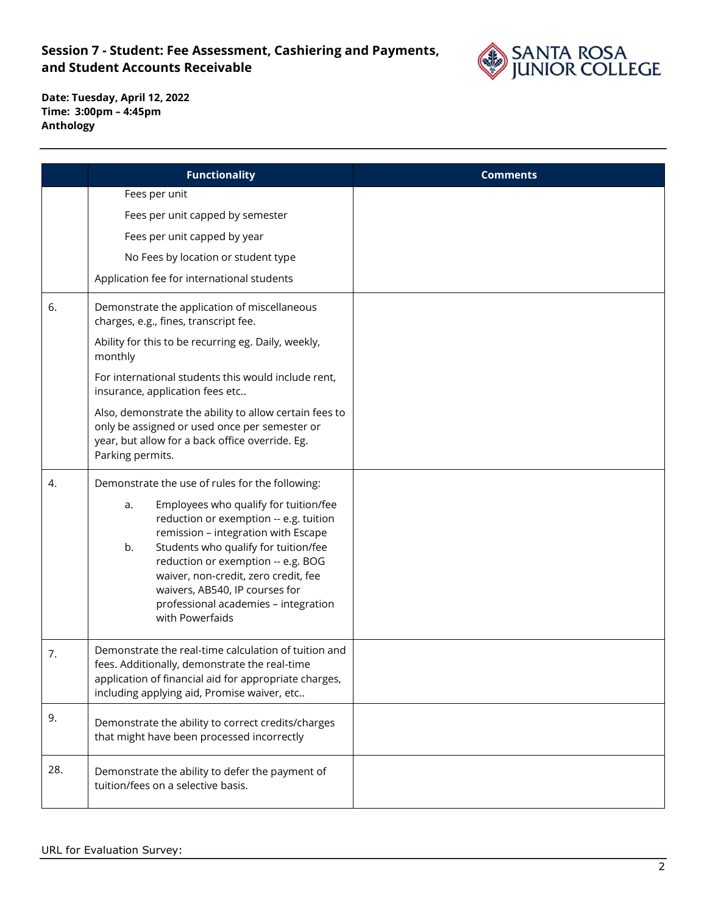## Session 7 - Student: Fee Assessment, Cashiering and Payments, and Student Accounts Receivable

**Date: Tuesday, April 12, 2022**
**Time: 3:00pm – 4:45pm**
**Anthology**

| | Functionality | Comments |
|---|---|---|
| | Fees per unit<br>Fees per unit capped by semester<br>Fees per unit capped by year<br>No Fees by location or student type<br>Application fee for international students | |
| 6. | Demonstrate the application of miscellaneous charges, e.g., fines, transcript fee.<br>Ability for this to be recurring eg. Daily, weekly, monthly<br>For international students this would include rent, insurance, application fees etc..<br>Also, demonstrate the ability to allow certain fees to only be assigned or used once per semester or year, but allow for a back office override. Eg. Parking permits. | |
| 4. | Demonstrate the use of rules for the following:<br>a. Employees who qualify for tuition/fee reduction or exemption -- e.g. tuition remission – integration with Escape<br>b. Students who qualify for tuition/fee reduction or exemption -- e.g. BOG waiver, non-credit, zero credit, fee waivers, AB540, IP courses for professional academies – integration with Powerfaids | |
| 7. | Demonstrate the real-time calculation of tuition and fees. Additionally, demonstrate the real-time application of financial aid for appropriate charges, including applying aid, Promise waiver, etc.. | |
| 9. | Demonstrate the ability to correct credits/charges that might have been processed incorrectly | |
| 28. | Demonstrate the ability to defer the payment of tuition/fees on a selective basis. | |

URL for Evaluation Survey: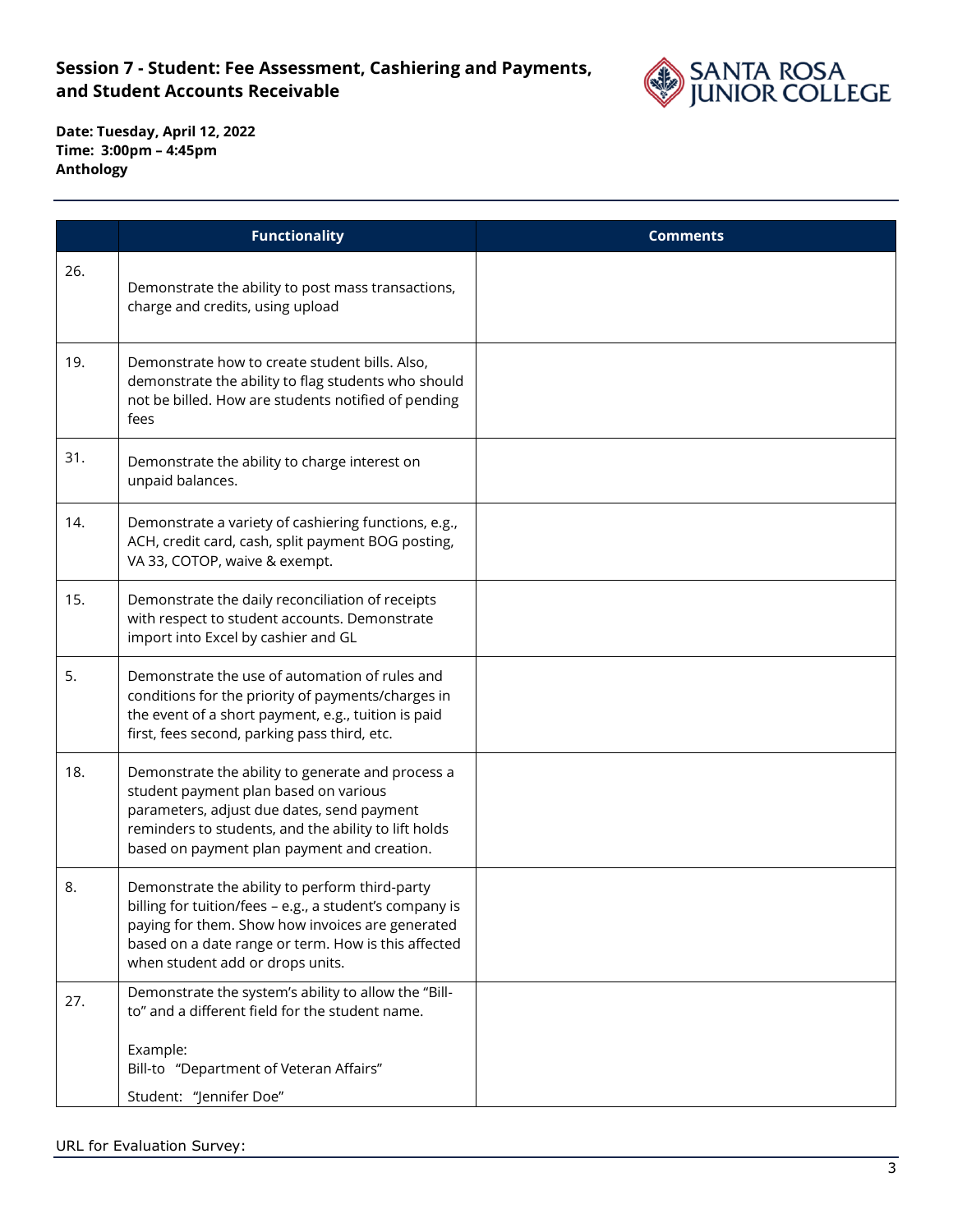**Session 7 - Student: Fee Assessment, Cashiering and Payments, and Student Accounts Receivable**

**Date: Tuesday, April 12, 2022**
**Time: 3:00pm – 4:45pm**
**Anthology**

| | Functionality | Comments |
|---|---|---|
| 26. | Demonstrate the ability to post mass transactions, charge and credits, using upload | |
| 19. | Demonstrate how to create student bills. Also, demonstrate the ability to flag students who should not be billed. How are students notified of pending fees | |
| 31. | Demonstrate the ability to charge interest on unpaid balances. | |
| 14. | Demonstrate a variety of cashiering functions, e.g., ACH, credit card, cash, split payment BOG posting, VA 33, COTOP, waive & exempt. | |
| 15. | Demonstrate the daily reconciliation of receipts with respect to student accounts. Demonstrate import into Excel by cashier and GL | |
| 5. | Demonstrate the use of automation of rules and conditions for the priority of payments/charges in the event of a short payment, e.g., tuition is paid first, fees second, parking pass third, etc. | |
| 18. | Demonstrate the ability to generate and process a student payment plan based on various parameters, adjust due dates, send payment reminders to students, and the ability to lift holds based on payment plan payment and creation. | |
| 8. | Demonstrate the ability to perform third-party billing for tuition/fees – e.g., a student's company is paying for them. Show how invoices are generated based on a date range or term. How is this affected when student add or drops units. | |
| 27. | Demonstrate the system's ability to allow the "Bill-to" and a different field for the student name.<br><br>Example:<br>Bill-to "Department of Veteran Affairs"<br>Student: "Jennifer Doe" | |

URL for Evaluation Survey: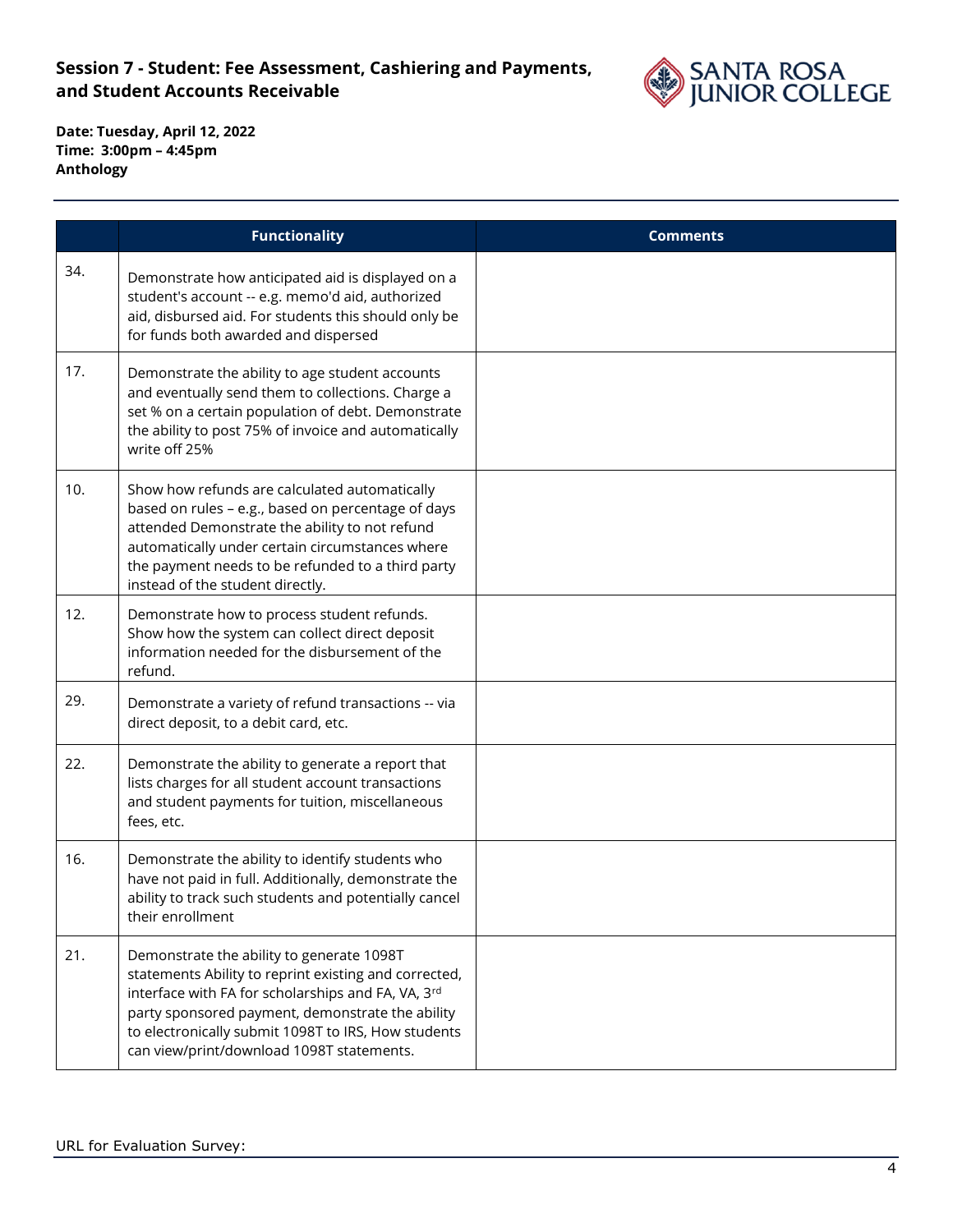**Session 7 - Student: Fee Assessment, Cashiering and Payments, and Student Accounts Receivable**

**Date: Tuesday, April 12, 2022**
**Time: 3:00pm – 4:45pm**
**Anthology**

| | Functionality | Comments |
|---|---|---|
| 34. | Demonstrate how anticipated aid is displayed on a student's account -- e.g. memo'd aid, authorized aid, disbursed aid. For students this should only be for funds both awarded and dispersed | |
| 17. | Demonstrate the ability to age student accounts and eventually send them to collections. Charge a set % on a certain population of debt. Demonstrate the ability to post 75% of invoice and automatically write off 25% | |
| 10. | Show how refunds are calculated automatically based on rules – e.g., based on percentage of days attended Demonstrate the ability to not refund automatically under certain circumstances where the payment needs to be refunded to a third party instead of the student directly. | |
| 12. | Demonstrate how to process student refunds. Show how the system can collect direct deposit information needed for the disbursement of the refund. | |
| 29. | Demonstrate a variety of refund transactions -- via direct deposit, to a debit card, etc. | |
| 22. | Demonstrate the ability to generate a report that lists charges for all student account transactions and student payments for tuition, miscellaneous fees, etc. | |
| 16. | Demonstrate the ability to identify students who have not paid in full. Additionally, demonstrate the ability to track such students and potentially cancel their enrollment | |
| 21. | Demonstrate the ability to generate 1098T statements Ability to reprint existing and corrected, interface with FA for scholarships and FA, VA, 3rd party sponsored payment, demonstrate the ability to electronically submit 1098T to IRS, How students can view/print/download 1098T statements. | |

URL for Evaluation Survey: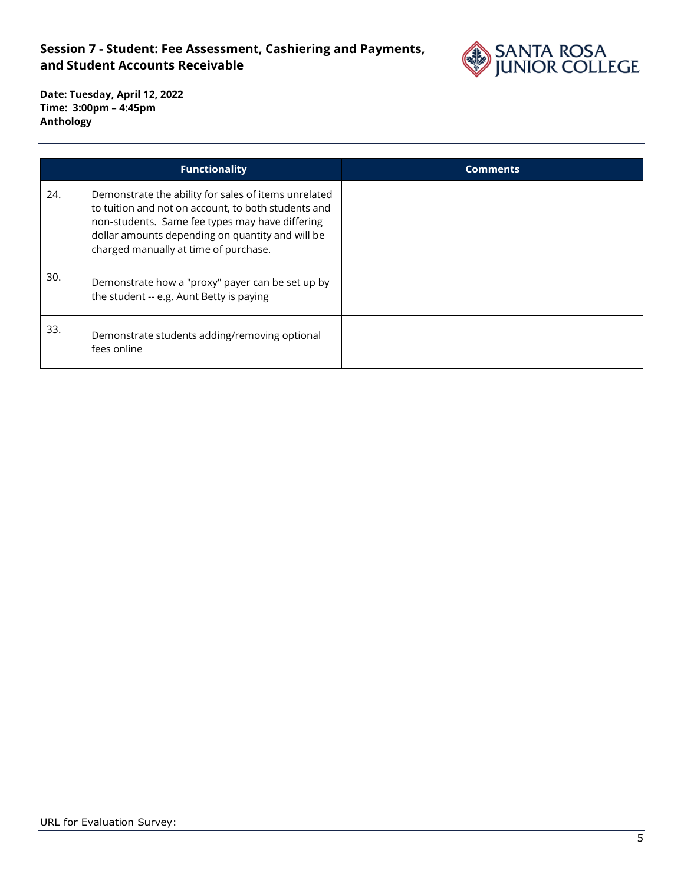**Session 7 - Student: Fee Assessment, Cashiering and Payments, and Student Accounts Receivable**

**Date: Tuesday, April 12, 2022**
**Time: 3:00pm – 4:45pm**
**Anthology**

| | Functionality | Comments |
|---|---|---|
| 24. | Demonstrate the ability for sales of items unrelated to tuition and not on account, to both students and non-students. Same fee types may have differing dollar amounts depending on quantity and will be charged manually at time of purchase. | |
| 30. | Demonstrate how a "proxy" payer can be set up by the student -- e.g. Aunt Betty is paying | |
| 33. | Demonstrate students adding/removing optional fees online | |

URL for Evaluation Survey: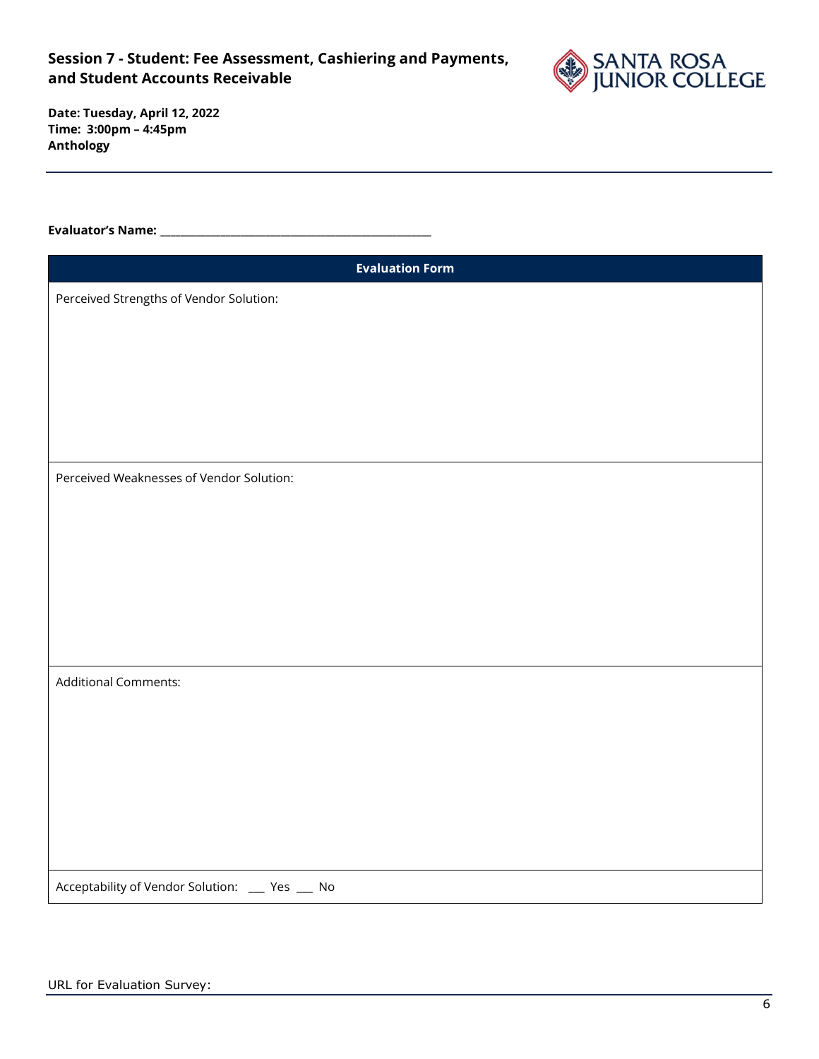**Session 7 - Student: Fee Assessment, Cashiering and Payments, and Student Accounts Receivable**

SANTA ROSA JUNIOR COLLEGE

**Date: Tuesday, April 12, 2022**
**Time: 3:00pm – 4:45pm**
**Anthology**

---

**Evaluator's Name:** ______________________________________________

| Evaluation Form |
|---|
| Perceived Strengths of Vendor Solution: |
| Perceived Weaknesses of Vendor Solution: |
| Additional Comments: |
| Acceptability of Vendor Solution: ___ Yes ___ No |

URL for Evaluation Survey: